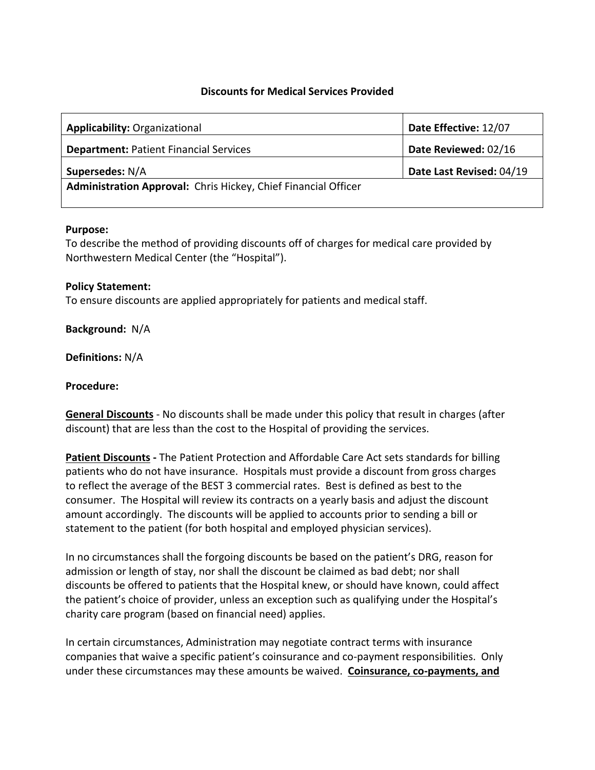# Discounts for Medical Services Provided

| **Applicability:** Organizational | **Date Effective:** 12/07 |
|---|---|
| **Department:** Patient Financial Services | **Date Reviewed:** 02/16 |
| **Supersedes:** N/A | **Date Last Revised:** 04/19 |
| **Administration Approval:** Chris Hickey, Chief Financial Officer | |

**Purpose:**
To describe the method of providing discounts off of charges for medical care provided by Northwestern Medical Center (the "Hospital").

**Policy Statement:**
To ensure discounts are applied appropriately for patients and medical staff.

**Background:** N/A

**Definitions:** N/A

**Procedure:**

**General Discounts** - No discounts shall be made under this policy that result in charges (after discount) that are less than the cost to the Hospital of providing the services.

**Patient Discounts -** The Patient Protection and Affordable Care Act sets standards for billing patients who do not have insurance. Hospitals must provide a discount from gross charges to reflect the average of the BEST 3 commercial rates. Best is defined as best to the consumer. The Hospital will review its contracts on a yearly basis and adjust the discount amount accordingly. The discounts will be applied to accounts prior to sending a bill or statement to the patient (for both hospital and employed physician services).

In no circumstances shall the forgoing discounts be based on the patient's DRG, reason for admission or length of stay, nor shall the discount be claimed as bad debt; nor shall discounts be offered to patients that the Hospital knew, or should have known, could affect the patient's choice of provider, unless an exception such as qualifying under the Hospital's charity care program (based on financial need) applies.

In certain circumstances, Administration may negotiate contract terms with insurance companies that waive a specific patient's coinsurance and co-payment responsibilities. Only under these circumstances may these amounts be waived. **Coinsurance, co-payments, and**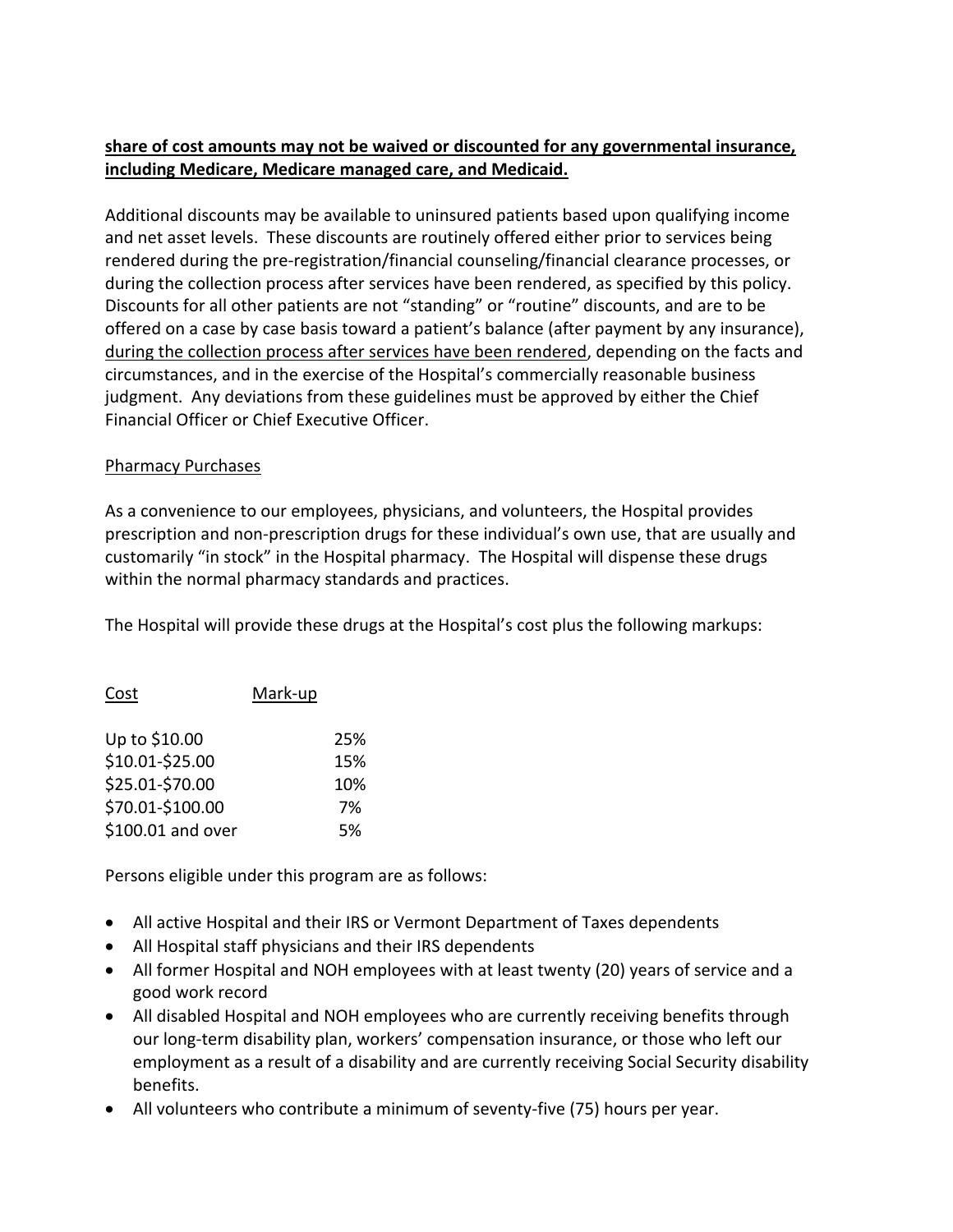**share of cost amounts may not be waived or discounted for any governmental insurance, including Medicare, Medicare managed care, and Medicaid.**

Additional discounts may be available to uninsured patients based upon qualifying income and net asset levels. These discounts are routinely offered either prior to services being rendered during the pre-registration/financial counseling/financial clearance processes, or during the collection process after services have been rendered, as specified by this policy. Discounts for all other patients are not "standing" or "routine" discounts, and are to be offered on a case by case basis toward a patient's balance (after payment by any insurance), during the collection process after services have been rendered, depending on the facts and circumstances, and in the exercise of the Hospital's commercially reasonable business judgment. Any deviations from these guidelines must be approved by either the Chief Financial Officer or Chief Executive Officer.

Pharmacy Purchases

As a convenience to our employees, physicians, and volunteers, the Hospital provides prescription and non-prescription drugs for these individual's own use, that are usually and customarily "in stock" in the Hospital pharmacy. The Hospital will dispense these drugs within the normal pharmacy standards and practices.

The Hospital will provide these drugs at the Hospital's cost plus the following markups:

| Cost | Mark-up |
| --- | --- |
| Up to $10.00 | 25% |
| $10.01-$25.00 | 15% |
| $25.01-$70.00 | 10% |
| $70.01-$100.00 | 7% |
| $100.01 and over | 5% |

Persons eligible under this program are as follows:

- All active Hospital and their IRS or Vermont Department of Taxes dependents
- All Hospital staff physicians and their IRS dependents
- All former Hospital and NOH employees with at least twenty (20) years of service and a good work record
- All disabled Hospital and NOH employees who are currently receiving benefits through our long-term disability plan, workers' compensation insurance, or those who left our employment as a result of a disability and are currently receiving Social Security disability benefits.
- All volunteers who contribute a minimum of seventy-five (75) hours per year.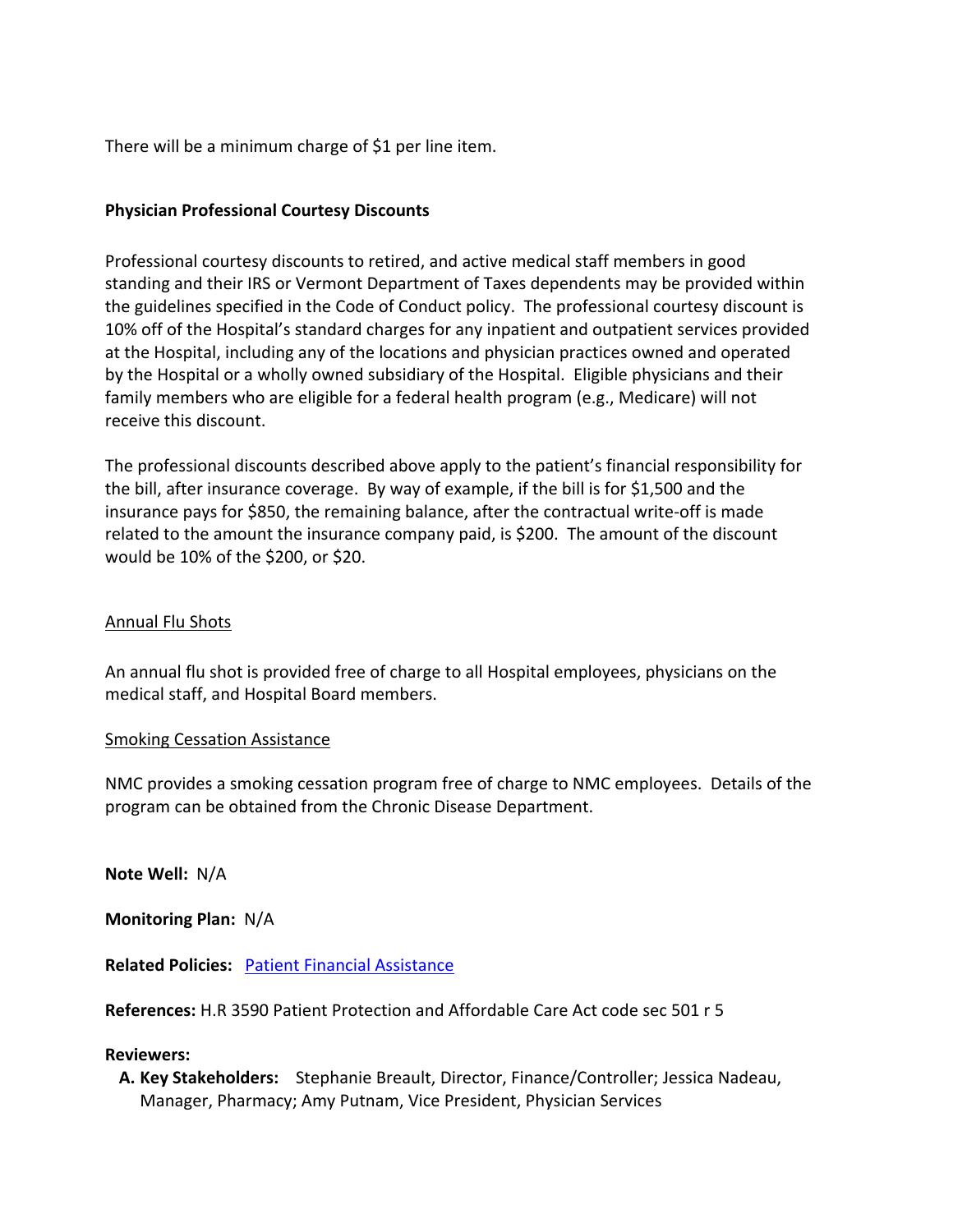There will be a minimum charge of $1 per line item.

**Physician Professional Courtesy Discounts**

Professional courtesy discounts to retired, and active medical staff members in good standing and their IRS or Vermont Department of Taxes dependents may be provided within the guidelines specified in the Code of Conduct policy. The professional courtesy discount is 10% off of the Hospital's standard charges for any inpatient and outpatient services provided at the Hospital, including any of the locations and physician practices owned and operated by the Hospital or a wholly owned subsidiary of the Hospital. Eligible physicians and their family members who are eligible for a federal health program (e.g., Medicare) will not receive this discount.

The professional discounts described above apply to the patient's financial responsibility for the bill, after insurance coverage. By way of example, if the bill is for $1,500 and the insurance pays for $850, the remaining balance, after the contractual write-off is made related to the amount the insurance company paid, is $200. The amount of the discount would be 10% of the $200, or $20.

<u>Annual Flu Shots</u>

An annual flu shot is provided free of charge to all Hospital employees, physicians on the medical staff, and Hospital Board members.

<u>Smoking Cessation Assistance</u>

NMC provides a smoking cessation program free of charge to NMC employees. Details of the program can be obtained from the Chronic Disease Department.

**Note Well:** N/A

**Monitoring Plan:** N/A

**Related Policies:** Patient Financial Assistance

**References:** H.R 3590 Patient Protection and Affordable Care Act code sec 501 r 5

**Reviewers:**

**A. Key Stakeholders:** Stephanie Breault, Director, Finance/Controller; Jessica Nadeau, Manager, Pharmacy; Amy Putnam, Vice President, Physician Services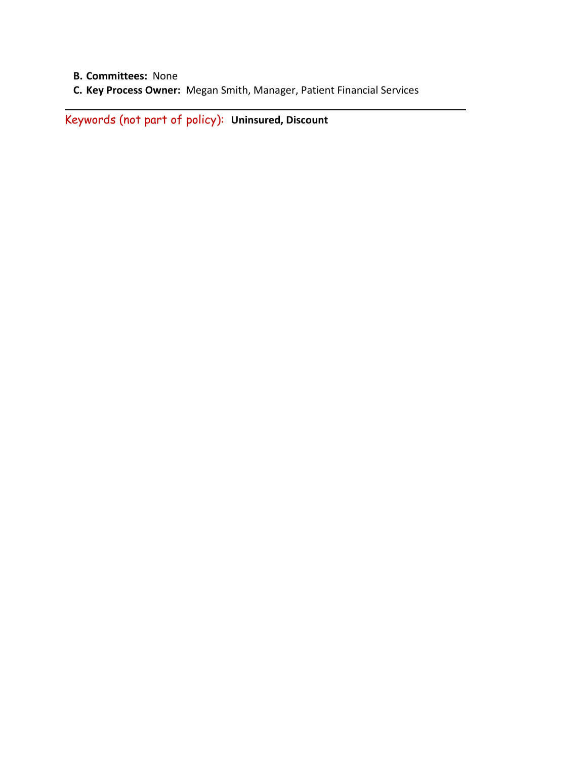B. **Committees:** None

C. **Key Process Owner:** Megan Smith, Manager, Patient Financial Services

---

Keywords (not part of policy): **Uninsured, Discount**